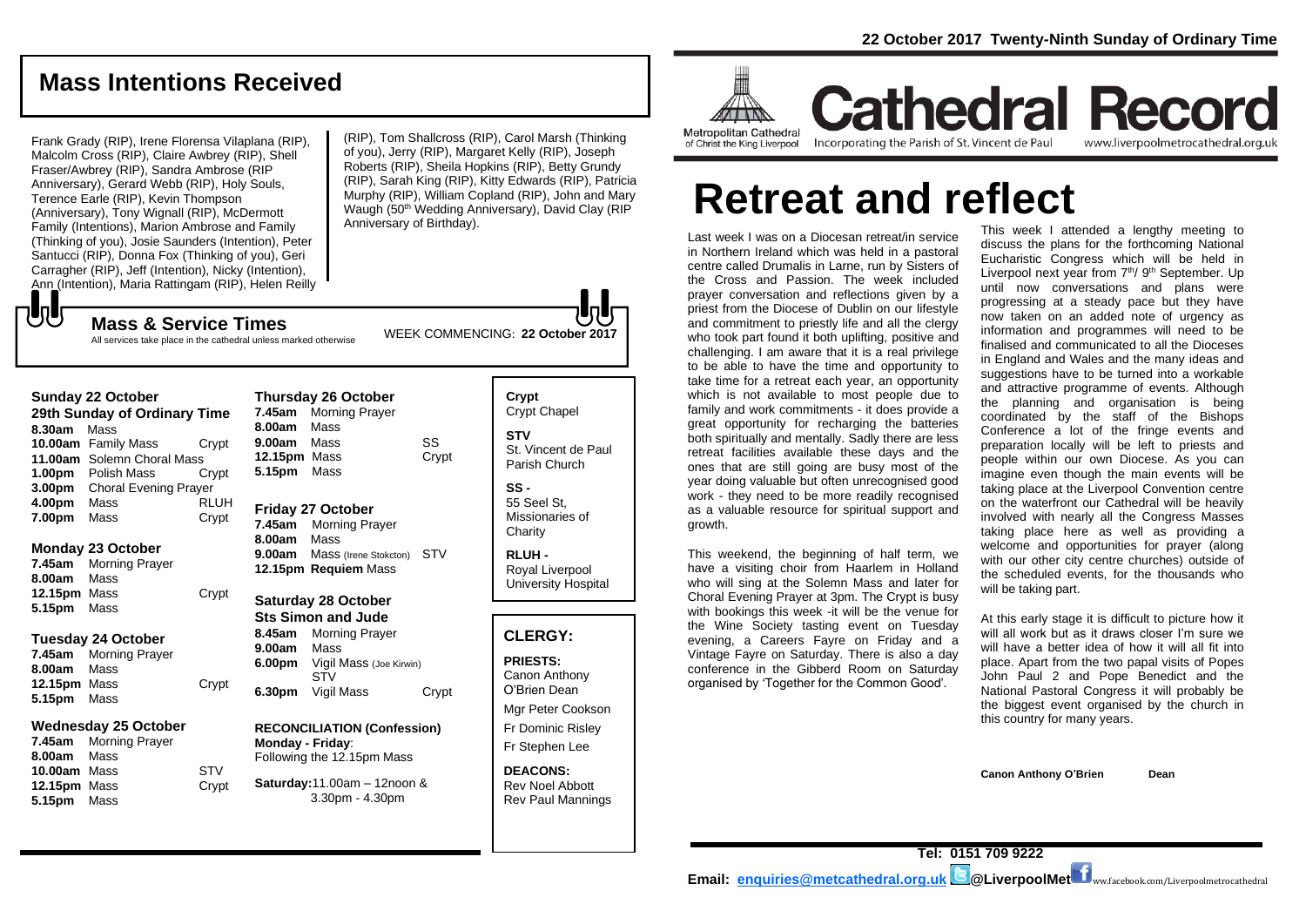22 October 2017 Twenty-Ninth Sunday of Ordinary Time

# Cathedral Record

Metropolitan Cathedral of Christ the King Liverpool

Incorporating the Parish of St. Vincent de Paul

www.liverpoolmetrocathedral.org.uk

# Retreat and reflect

Last week I was on a Diocesan retreat/in service in Northern Ireland which was held in a pastoral centre called Drumalis in Larne, run by Sisters of the Cross and Passion. The week included prayer conversation and reflections given by a priest from the Diocese of Dublin on our lifestyle and commitment to priestly life and all the clergy who took part found it both uplifting, positive and challenging. I am aware that it is a real privilege to be able to have the time and opportunity to take time for a retreat each year, an opportunity which is not available to most people due to family and work commitments - it does provide a great opportunity for recharging the batteries both spiritually and mentally. Sadly there are less retreat facilities available these days and the ones that are still going are busy most of the year doing valuable but often unrecognised good work - they need to be more readily recognised as a valuable resource for spiritual support and growth.

This weekend, the beginning of half term, we have a visiting choir from Haarlem in Holland who will sing at the Solemn Mass and later for Choral Evening Prayer at 3pm. The Crypt is busy with bookings this week -it will be the venue for the Wine Society tasting event on Tuesday evening, a Careers Fayre on Friday and a Vintage Fayre on Saturday. There is also a day conference in the Gibberd Room on Saturday organised by 'Together for the Common Good'.

This week I attended a lengthy meeting to discuss the plans for the forthcoming National Eucharistic Congress which will be held in Liverpool next year from 7th/ 9th September. Up until now conversations and plans were progressing at a steady pace but they have now taken on an added note of urgency as information and programmes will need to be finalised and communicated to all the Dioceses in England and Wales and the many ideas and suggestions have to be turned into a workable and attractive programme of events. Although the planning and organisation is being coordinated by the staff of the Bishops Conference a lot of the fringe events and preparation locally will be left to priests and people within our own Diocese. As you can imagine even though the main events will be taking place at the Liverpool Convention centre on the waterfront our Cathedral will be heavily involved with nearly all the Congress Masses taking place here as well as providing a welcome and opportunities for prayer (along with our other city centre churches) outside of the scheduled events, for the thousands who will be taking part.

At this early stage it is difficult to picture how it will all work but as it draws closer I'm sure we will have a better idea of how it will all fit into place. Apart from the two papal visits of Popes John Paul 2 and Pope Benedict and the National Pastoral Congress it will probably be the biggest event organised by the church in this country for many years.

**Canon Anthony O'Brien** **Dean**

## Mass Intentions Received

Frank Grady (RIP), Irene Florensa Vilaplana (RIP), Malcolm Cross (RIP), Claire Awbrey (RIP), Shell Fraser/Awbrey (RIP), Sandra Ambrose (RIP Anniversary), Gerard Webb (RIP), Holy Souls, Terence Earle (RIP), Kevin Thompson (Anniversary), Tony Wignall (RIP), McDermott Family (Intentions), Marion Ambrose and Family (Thinking of you), Josie Saunders (Intention), Peter Santucci (RIP), Donna Fox (Thinking of you), Geri Carragher (RIP), Jeff (Intention), Nicky (Intention), Ann (Intention), Maria Rattingam (RIP), Helen Reilly (RIP), Tom Shallcross (RIP), Carol Marsh (Thinking of you), Jerry (RIP), Margaret Kelly (RIP), Joseph Roberts (RIP), Sheila Hopkins (RIP), Betty Grundy (RIP), Sarah King (RIP), Kitty Edwards (RIP), Patricia Murphy (RIP), William Copland (RIP), John and Mary Waugh (50th Wedding Anniversary), David Clay (RIP Anniversary of Birthday).

## Mass & Service Times

All services take place in the cathedral unless marked otherwise

WEEK COMMENCING: **22 October 2017**

**Sunday 22 October**
**29th Sunday of Ordinary Time**

| | | |
|---|---|---|
| **8.30am** | Mass | |
| **10.00am** | Family Mass | Crypt |
| **11.00am** | Solemn Choral Mass | |
| **1.00pm** | Polish Mass | Crypt |
| **3.00pm** | Choral Evening Prayer | |
| **4.00pm** | Mass | RLUH |
| **7.00pm** | Mass | Crypt |

**Monday 23 October**

| | | |
|---|---|---|
| **7.45am** | Morning Prayer | |
| **8.00am** | Mass | |
| **12.15pm** | Mass | Crypt |
| **5.15pm** | Mass | |

**Tuesday 24 October**

| | | |
|---|---|---|
| **7.45am** | Morning Prayer | |
| **8.00am** | Mass | |
| **12.15pm** | Mass | Crypt |
| **5.15pm** | Mass | |

**Wednesday 25 October**

| | | |
|---|---|---|
| **7.45am** | Morning Prayer | |
| **8.00am** | Mass | |
| **10.00am** | Mass | STV |
| **12.15pm** | Mass | Crypt |
| **5.15pm** | Mass | |

**Thursday 26 October**

| | | |
|---|---|---|
| **7.45am** | Morning Prayer | |
| **8.00am** | Mass | |
| **9.00am** | Mass | SS |
| **12.15pm** | Mass | Crypt |
| **5.15pm** | Mass | |

**Friday 27 October**

| | | |
|---|---|---|
| **7.45am** | Morning Prayer | |
| **8.00am** | Mass | |
| **9.00am** | Mass (Irene Stokcton) | STV |
| **12.15pm** | **Requiem** Mass | |

**Saturday 28 October**
**Sts Simon and Jude**

| | | |
|---|---|---|
| **8.45am** | Morning Prayer | |
| **9.00am** | Mass | |
| **6.00pm** | Vigil Mass (Joe Kirwin) | STV |
| **6.30pm** | Vigil Mass | Crypt |

**RECONCILIATION (Confession)**
**Monday - Friday**:
Following the 12.15pm Mass

**Saturday:** 11.00am – 12noon & 3.30pm - 4.30pm

**Crypt**
Crypt Chapel

**STV**
St. Vincent de Paul Parish Church

**SS -**
55 Seel St, Missionaries of Charity

**RLUH -**
Royal Liverpool University Hospital

## CLERGY:

**PRIESTS:**
Canon Anthony O'Brien Dean
Mgr Peter Cookson
Fr Dominic Risley
Fr Stephen Lee

**DEACONS:**
Rev Noel Abbott
Rev Paul Mannings

**Tel: 0151 709 9222**

**Email: enquiries@metcathedral.org.uk** @LiverpoolMet www.facebook.com/Liverpoolmetrocathedral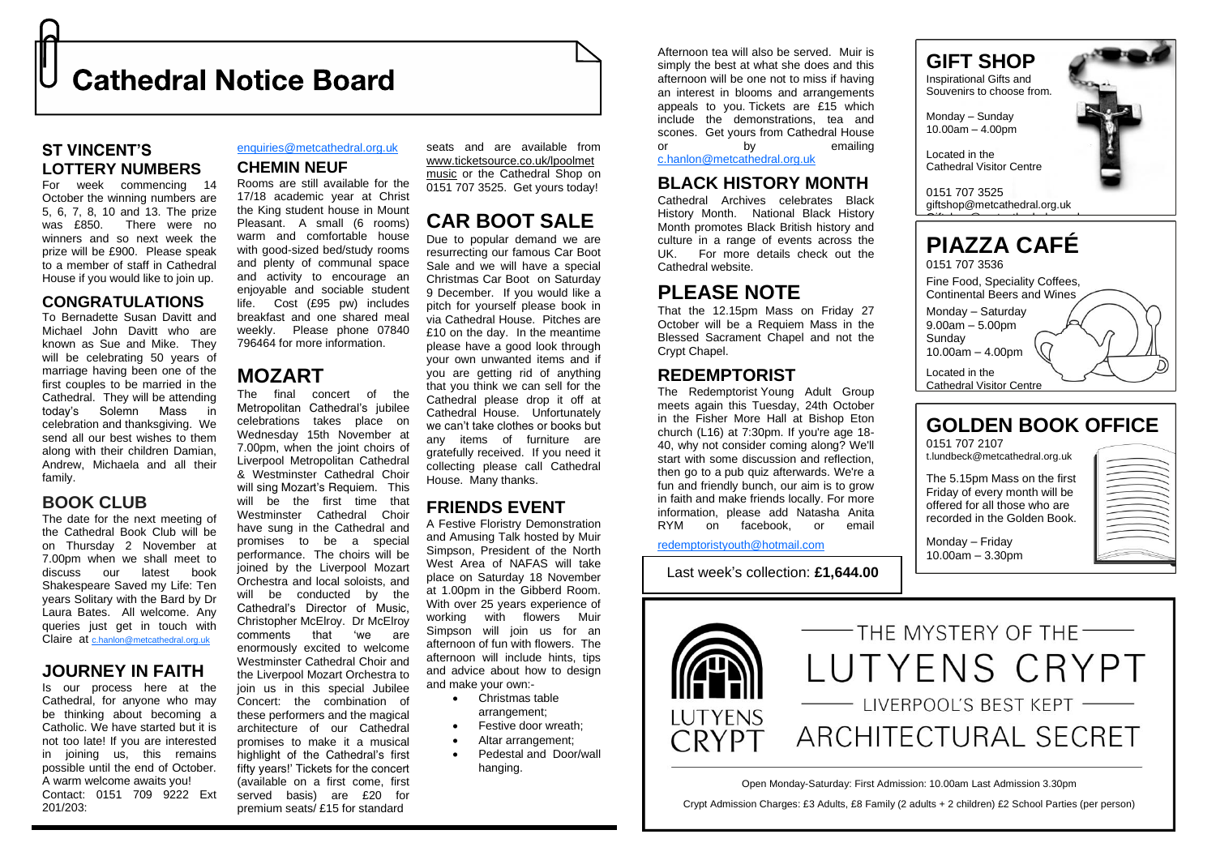# Cathedral Notice Board

## ST VINCENT'S LOTTERY NUMBERS

For week commencing 14 October the winning numbers are 5, 6, 7, 8, 10 and 13. The prize was £850. There were no winners and so next week the prize will be £900. Please speak to a member of staff in Cathedral House if you would like to join up.

## CONGRATULATIONS

To Bernadette Susan Davitt and Michael John Davitt who are known as Sue and Mike. They will be celebrating 50 years of marriage having been one of the first couples to be married in the Cathedral. They will be attending today's Solemn Mass in celebration and thanksgiving. We send all our best wishes to them along with their children Damian, Andrew, Michaela and all their family.

## BOOK CLUB

The date for the next meeting of the Cathedral Book Club will be on Thursday 2 November at 7.00pm when we shall meet to discuss our latest book Shakespeare Saved my Life: Ten years Solitary with the Bard by Dr Laura Bates. All welcome. Any queries just get in touch with Claire at c.hanlon@metcathedral.org.uk

## JOURNEY IN FAITH

Is our process here at the Cathedral, for anyone who may be thinking about becoming a Catholic. We have started but it is not too late! If you are interested in joining us, this remains possible until the end of October. A warm welcome awaits you!
Contact: 0151 709 9222 Ext 201/203:
enquiries@metcathedral.org.uk

## CHEMIN NEUF

Rooms are still available for the 17/18 academic year at Christ the King student house in Mount Pleasant. A small (6 rooms) warm and comfortable house with good-sized bed/study rooms and plenty of communal space and activity to encourage an enjoyable and sociable student life. Cost (£95 pw) includes breakfast and one shared meal weekly. Please phone 07840 796464 for more information.

## MOZART

The final concert of the Metropolitan Cathedral's jubilee celebrations takes place on Wednesday 15th November at 7.00pm, when the joint choirs of Liverpool Metropolitan Cathedral & Westminster Cathedral Choir will sing Mozart's Requiem. This will be the first time that Westminster Cathedral Choir have sung in the Cathedral and promises to be a special performance. The choirs will be joined by the Liverpool Mozart Orchestra and local soloists, and will be conducted by the Cathedral's Director of Music, Christopher McElroy. Dr McElroy comments that 'we are enormously excited to welcome Westminster Cathedral Choir and the Liverpool Mozart Orchestra to join us in this special Jubilee Concert: the combination of these performers and the magical architecture of our Cathedral promises to make it a musical highlight of the Cathedral's first fifty years!' Tickets for the concert (available on a first come, first served basis) are £20 for premium seats/ £15 for standard seats and are available from www.ticketsource.co.uk/lpoolmet music or the Cathedral Shop on 0151 707 3525. Get yours today!

## CAR BOOT SALE

Due to popular demand we are resurrecting our famous Car Boot Sale and we will have a special Christmas Car Boot on Saturday 9 December. If you would like a pitch for yourself please book in via Cathedral House. Pitches are £10 on the day. In the meantime please have a good look through your own unwanted items and if you are getting rid of anything that you think we can sell for the Cathedral please drop it off at Cathedral House. Unfortunately we can't take clothes or books but any items of furniture are gratefully received. If you need it collecting please call Cathedral House. Many thanks.

## FRIENDS EVENT

A Festive Floristry Demonstration and Amusing Talk hosted by Muir Simpson, President of the North West Area of NAFAS will take place on Saturday 18 November at 1.00pm in the Gibberd Room. With over 25 years experience of working with flowers Muir Simpson will join us for an afternoon of fun with flowers. The afternoon will include hints, tips and advice about how to design and make your own:-

- Christmas table arrangement;
- Festive door wreath;
- Altar arrangement;
- Pedestal and Door/wall hanging.

Afternoon tea will also be served. Muir is simply the best at what she does and this afternoon will be one not to miss if having an interest in blooms and arrangements appeals to you. Tickets are £15 which include the demonstrations, tea and scones. Get yours from Cathedral House or by emailing c.hanlon@metcathedral.org.uk

## BLACK HISTORY MONTH

Cathedral Archives celebrates Black History Month. National Black History Month promotes Black British history and culture in a range of events across the UK. For more details check out the Cathedral website.

## PLEASE NOTE

That the 12.15pm Mass on Friday 27 October will be a Requiem Mass in the Blessed Sacrament Chapel and not the Crypt Chapel.

## REDEMPTORIST

The Redemptorist Young Adult Group meets again this Tuesday, 24th October in the Fisher More Hall at Bishop Eton church (L16) at 7:30pm. If you're age 18-40, why not consider coming along? We'll start with some discussion and reflection, then go to a pub quiz afterwards. We're a fun and friendly bunch, our aim is to grow in faith and make friends locally. For more information, please add Natasha Anita RYM on facebook, or email redemptoristyouth@hotmail.com

Last week's collection: **£1,644.00**

## GIFT SHOP

Inspirational Gifts and Souvenirs to choose from.

Monday – Sunday
10.00am – 4.00pm

Located in the Cathedral Visitor Centre

0151 707 3525
giftshop@metcathedral.org.uk

## PIAZZA CAFÉ

0151 707 3536

Fine Food, Speciality Coffees, Continental Beers and Wines

Monday – Saturday
9.00am – 5.00pm
Sunday
10.00am – 4.00pm

Located in the Cathedral Visitor Centre

## GOLDEN BOOK OFFICE

0151 707 2107
t.lundbeck@metcathedral.org.uk

The 5.15pm Mass on the first Friday of every month will be offered for all those who are recorded in the Golden Book.

Monday – Friday
10.00am – 3.30pm

LUTYENS CRYPT

THE MYSTERY OF THE LUTYENS CRYPT

LIVERPOOL'S BEST KEPT ARCHITECTURAL SECRET

Open Monday-Saturday: First Admission: 10.00am Last Admission 3.30pm

Crypt Admission Charges: £3 Adults, £8 Family (2 adults + 2 children) £2 School Parties (per person)